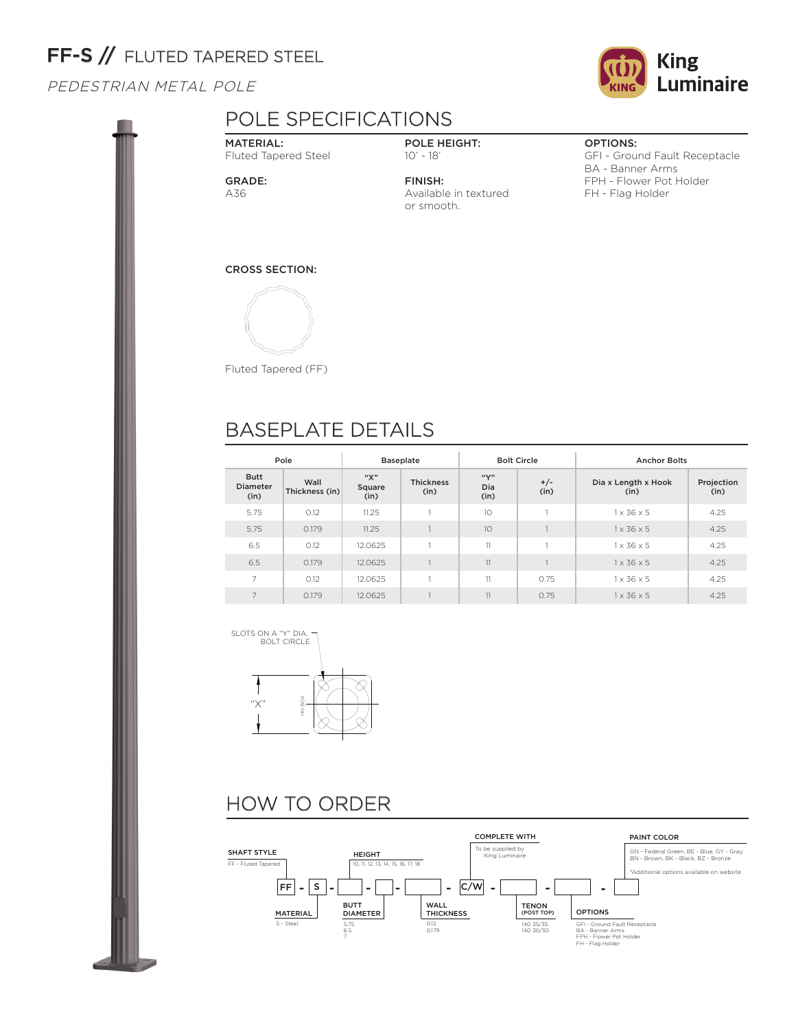# FF-S // FLUTED TAPERED STEEL

*PEDESTRIAN METAL POLE*

King Luminaire

## POLE SPECIFICATIONS

**MATERIAL:**
Fluted Tapered Steel

**GRADE:**
A36

**POLE HEIGHT:**
10' - 18'

**FINISH:**
Available in textured or smooth.

**OPTIONS:**
GFI - Ground Fault Receptacle
BA - Banner Arms
FPH - Flower Pot Holder
FH - Flag Holder

**CROSS SECTION:**

Fluted Tapered (FF)

## BASEPLATE DETAILS

| Pole | | Baseplate | | Bolt Circle | | Anchor Bolts | |
|---|---|---|---|---|---|---|---|
| Butt Diameter (in) | Wall Thickness (in) | "X" Square (in) | Thickness (in) | "Y" Dia (in) | +/- (in) | Dia x Length x Hook (in) | Projection (in) |
| 5.75 | 0.12 | 11.25 | 1 | 10 | 1 | 1 x 36 x 5 | 4.25 |
| 5.75 | 0.179 | 11.25 | 1 | 10 | 1 | 1 x 36 x 5 | 4.25 |
| 6.5 | 0.12 | 12.0625 | 1 | 11 | 1 | 1 x 36 x 5 | 4.25 |
| 6.5 | 0.179 | 12.0625 | 1 | 11 | 1 | 1 x 36 x 5 | 4.25 |
| 7 | 0.12 | 12.0625 | 1 | 11 | 0.75 | 1 x 36 x 5 | 4.25 |
| 7 | 0.179 | 12.0625 | 1 | 11 | 0.75 | 1 x 36 x 5 | 4.25 |

SLOTS ON A "Y" DIA. BOLT CIRCLE

"X"

HH BOX

## HOW TO ORDER

FF - S - [ ] - [ ] - [ ] - C/W - [ ] - [ ] - [ ]

**SHAFT STYLE**
FF - Fluted Tapered

**MATERIAL**
S - Steel

**HEIGHT**
10, 11, 12, 13, 14, 15, 16, 17, 18

**BUTT DIAMETER**
5.75
6.5
7

**WALL THICKNESS**
0.12
0.179

**COMPLETE WITH**
To be supplied by King Luminaire

**TENON (POST TOP)**
140 35/35
140 30/30

**OPTIONS**
GFI - Ground Fault Receptacle
BA - Banner Arms
FPH - Flower Pot Holder
FH - Flag Holder

**PAINT COLOR**
GN - Federal Green, BE - Blue, GY - Gray, BN - Brown, BK - Black, BZ - Bronze

*Additional options available on website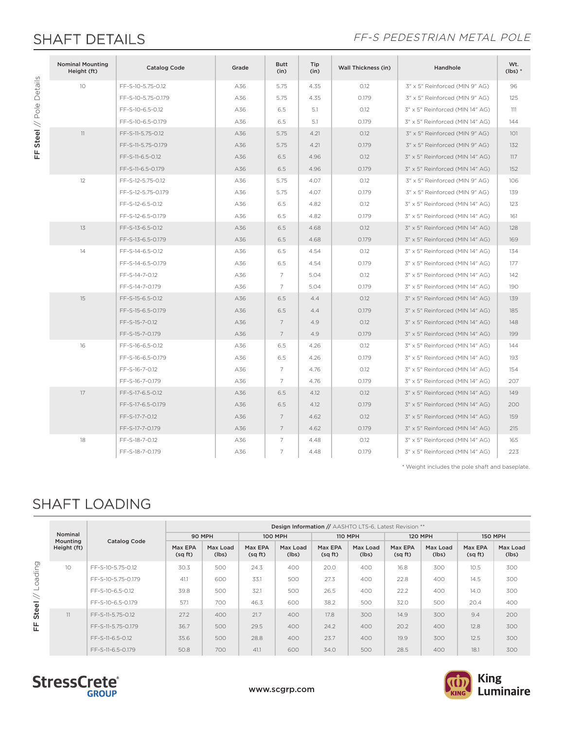## SHAFT DETAILS

*FF-S PEDESTRIAN METAL POLE*

**FF Steel** // Pole Details

| Nominal Mounting Height (ft) | Catalog Code | Grade | Butt (in) | Tip (in) | Wall Thickness (in) | Handhole | Wt. (lbs) * |
|---|---|---|---|---|---|---|---|
| 10 | FF-S-10-5.75-0.12 | A36 | 5.75 | 4.35 | 0.12 | 3" x 5" Reinforced (MIN 9" AG) | 96 |
| | FF-S-10-5.75-0.179 | A36 | 5.75 | 4.35 | 0.179 | 3" x 5" Reinforced (MIN 9" AG) | 125 |
| | FF-S-10-6.5-0.12 | A36 | 6.5 | 5.1 | 0.12 | 3" x 5" Reinforced (MIN 14" AG) | 111 |
| | FF-S-10-6.5-0.179 | A36 | 6.5 | 5.1 | 0.179 | 3" x 5" Reinforced (MIN 14" AG) | 144 |
| 11 | FF-S-11-5.75-0.12 | A36 | 5.75 | 4.21 | 0.12 | 3" x 5" Reinforced (MIN 9" AG) | 101 |
| | FF-S-11-5.75-0.179 | A36 | 5.75 | 4.21 | 0.179 | 3" x 5" Reinforced (MIN 9" AG) | 132 |
| | FF-S-11-6.5-0.12 | A36 | 6.5 | 4.96 | 0.12 | 3" x 5" Reinforced (MIN 14" AG) | 117 |
| | FF-S-11-6.5-0.179 | A36 | 6.5 | 4.96 | 0.179 | 3" x 5" Reinforced (MIN 14" AG) | 152 |
| 12 | FF-S-12-5.75-0.12 | A36 | 5.75 | 4.07 | 0.12 | 3" x 5" Reinforced (MIN 9" AG) | 106 |
| | FF-S-12-5.75-0.179 | A36 | 5.75 | 4.07 | 0.179 | 3" x 5" Reinforced (MIN 9" AG) | 139 |
| | FF-S-12-6.5-0.12 | A36 | 6.5 | 4.82 | 0.12 | 3" x 5" Reinforced (MIN 14" AG) | 123 |
| | FF-S-12-6.5-0.179 | A36 | 6.5 | 4.82 | 0.179 | 3" x 5" Reinforced (MIN 14" AG) | 161 |
| 13 | FF-S-13-6.5-0.12 | A36 | 6.5 | 4.68 | 0.12 | 3" x 5" Reinforced (MIN 14" AG) | 128 |
| | FF-S-13-6.5-0.179 | A36 | 6.5 | 4.68 | 0.179 | 3" x 5" Reinforced (MIN 14" AG) | 169 |
| 14 | FF-S-14-6.5-0.12 | A36 | 6.5 | 4.54 | 0.12 | 3" x 5" Reinforced (MIN 14" AG) | 134 |
| | FF-S-14-6.5-0.179 | A36 | 6.5 | 4.54 | 0.179 | 3" x 5" Reinforced (MIN 14" AG) | 177 |
| | FF-S-14-7-0.12 | A36 | 7 | 5.04 | 0.12 | 3" x 5" Reinforced (MIN 14" AG) | 142 |
| | FF-S-14-7-0.179 | A36 | 7 | 5.04 | 0.179 | 3" x 5" Reinforced (MIN 14" AG) | 190 |
| 15 | FF-S-15-6.5-0.12 | A36 | 6.5 | 4.4 | 0.12 | 3" x 5" Reinforced (MIN 14" AG) | 139 |
| | FF-S-15-6.5-0.179 | A36 | 6.5 | 4.4 | 0.179 | 3" x 5" Reinforced (MIN 14" AG) | 185 |
| | FF-S-15-7-0.12 | A36 | 7 | 4.9 | 0.12 | 3" x 5" Reinforced (MIN 14" AG) | 148 |
| | FF-S-15-7-0.179 | A36 | 7 | 4.9 | 0.179 | 3" x 5" Reinforced (MIN 14" AG) | 199 |
| 16 | FF-S-16-6.5-0.12 | A36 | 6.5 | 4.26 | 0.12 | 3" x 5" Reinforced (MIN 14" AG) | 144 |
| | FF-S-16-6.5-0.179 | A36 | 6.5 | 4.26 | 0.179 | 3" x 5" Reinforced (MIN 14" AG) | 193 |
| | FF-S-16-7-0.12 | A36 | 7 | 4.76 | 0.12 | 3" x 5" Reinforced (MIN 14" AG) | 154 |
| | FF-S-16-7-0.179 | A36 | 7 | 4.76 | 0.179 | 3" x 5" Reinforced (MIN 14" AG) | 207 |
| 17 | FF-S-17-6.5-0.12 | A36 | 6.5 | 4.12 | 0.12 | 3" x 5" Reinforced (MIN 14" AG) | 149 |
| | FF-S-17-6.5-0.179 | A36 | 6.5 | 4.12 | 0.179 | 3" x 5" Reinforced (MIN 14" AG) | 200 |
| | FF-S-17-7-0.12 | A36 | 7 | 4.62 | 0.12 | 3" x 5" Reinforced (MIN 14" AG) | 159 |
| | FF-S-17-7-0.179 | A36 | 7 | 4.62 | 0.179 | 3" x 5" Reinforced (MIN 14" AG) | 215 |
| 18 | FF-S-18-7-0.12 | A36 | 7 | 4.48 | 0.12 | 3" x 5" Reinforced (MIN 14" AG) | 165 |
| | FF-S-18-7-0.179 | A36 | 7 | 4.48 | 0.179 | 3" x 5" Reinforced (MIN 14" AG) | 223 |

* Weight includes the pole shaft and baseplate.

## SHAFT LOADING

**FF Steel** // Loading

| Nominal Mounting Height (ft) | Catalog Code | **Design Information** // AASHTO LTS-6, Latest Revision ** | | | | | | | | | |
|---|---|---|---|---|---|---|---|---|---|---|---|
| | | 90 MPH | | 100 MPH | | 110 MPH | | 120 MPH | | 150 MPH | |
| | | Max EPA (sq ft) | Max Load (lbs) | Max EPA (sq ft) | Max Load (lbs) | Max EPA (sq ft) | Max Load (lbs) | Max EPA (sq ft) | Max Load (lbs) | Max EPA (sq ft) | Max Load (lbs) |
| 10 | FF-S-10-5.75-0.12 | 30.3 | 500 | 24.3 | 400 | 20.0 | 400 | 16.8 | 300 | 10.5 | 300 |
| | FF-S-10-5.75-0.179 | 41.1 | 600 | 33.1 | 500 | 27.3 | 400 | 22.8 | 400 | 14.5 | 300 |
| | FF-S-10-6.5-0.12 | 39.8 | 500 | 32.1 | 500 | 26.5 | 400 | 22.2 | 400 | 14.0 | 300 |
| | FF-S-10-6.5-0.179 | 57.1 | 700 | 46.3 | 600 | 38.2 | 500 | 32.0 | 500 | 20.4 | 400 |
| 11 | FF-S-11-5.75-0.12 | 27.2 | 400 | 21.7 | 400 | 17.8 | 300 | 14.9 | 300 | 9.4 | 200 |
| | FF-S-11-5.75-0.179 | 36.7 | 500 | 29.5 | 400 | 24.2 | 400 | 20.2 | 400 | 12.8 | 300 |
| | FF-S-11-6.5-0.12 | 35.6 | 500 | 28.8 | 400 | 23.7 | 400 | 19.9 | 300 | 12.5 | 300 |
| | FF-S-11-6.5-0.179 | 50.8 | 700 | 41.1 | 600 | 34.0 | 500 | 28.5 | 400 | 18.1 | 300 |

StressCrete GROUP

www.scgrp.com

King Luminaire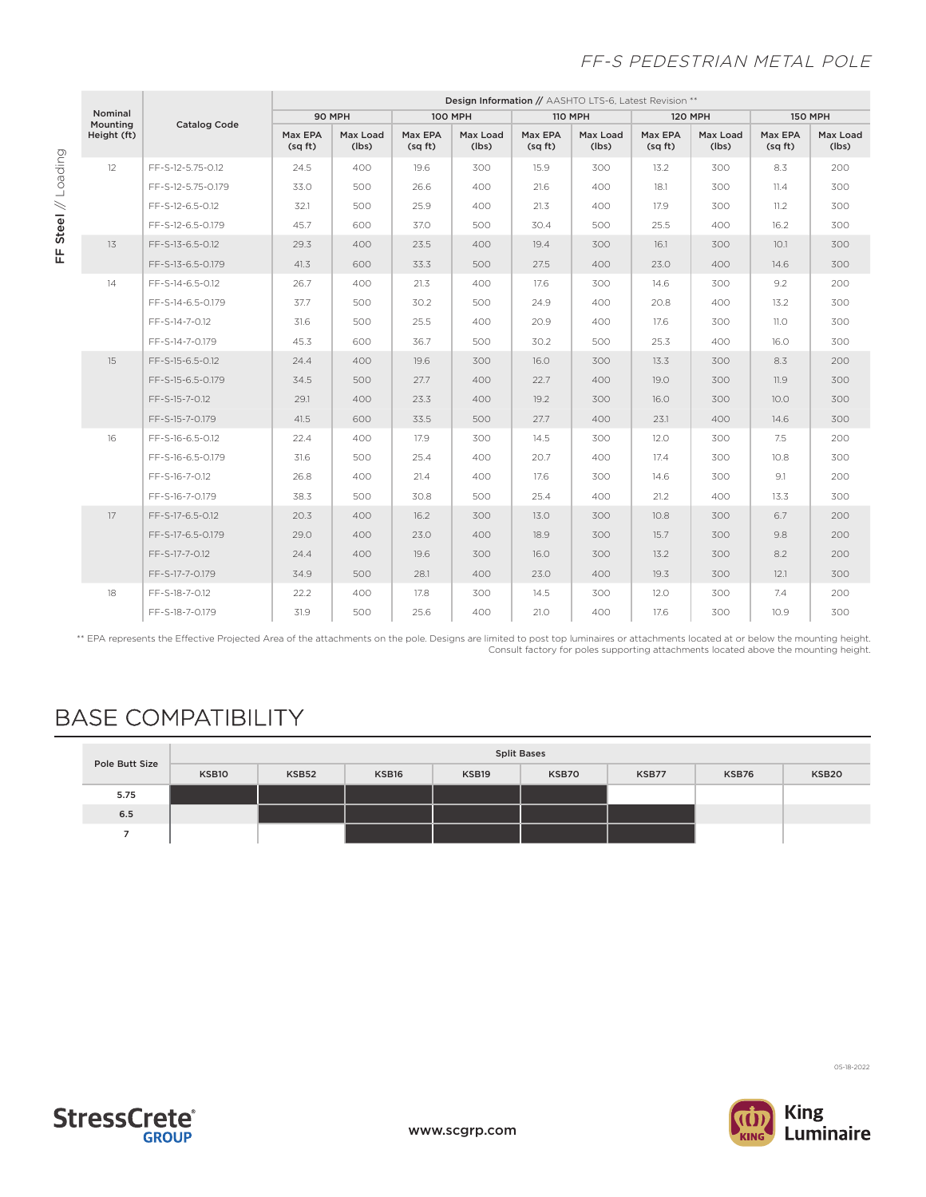| Nominal Mounting Height (ft) | Catalog Code | Design Information // AASHTO LTS-6, Latest Revision ** | | | | | | | | | |
|---|---|---|---|---|---|---|---|---|---|---|---|
| | | 90 MPH | | 100 MPH | | 110 MPH | | 120 MPH | | 150 MPH | |
| | | Max EPA (sq ft) | Max Load (lbs) | Max EPA (sq ft) | Max Load (lbs) | Max EPA (sq ft) | Max Load (lbs) | Max EPA (sq ft) | Max Load (lbs) | Max EPA (sq ft) | Max Load (lbs) |
| 12 | FF-S-12-5.75-0.12 | 24.5 | 400 | 19.6 | 300 | 15.9 | 300 | 13.2 | 300 | 8.3 | 200 |
| | FF-S-12-5.75-0.179 | 33.0 | 500 | 26.6 | 400 | 21.6 | 400 | 18.1 | 300 | 11.4 | 300 |
| | FF-S-12-6.5-0.12 | 32.1 | 500 | 25.9 | 400 | 21.3 | 400 | 17.9 | 300 | 11.2 | 300 |
| | FF-S-12-6.5-0.179 | 45.7 | 600 | 37.0 | 500 | 30.4 | 500 | 25.5 | 400 | 16.2 | 300 |
| 13 | FF-S-13-6.5-0.12 | 29.3 | 400 | 23.5 | 400 | 19.4 | 300 | 16.1 | 300 | 10.1 | 300 |
| | FF-S-13-6.5-0.179 | 41.3 | 600 | 33.3 | 500 | 27.5 | 400 | 23.0 | 400 | 14.6 | 300 |
| 14 | FF-S-14-6.5-0.12 | 26.7 | 400 | 21.3 | 400 | 17.6 | 300 | 14.6 | 300 | 9.2 | 200 |
| | FF-S-14-6.5-0.179 | 37.7 | 500 | 30.2 | 500 | 24.9 | 400 | 20.8 | 400 | 13.2 | 300 |
| | FF-S-14-7-0.12 | 31.6 | 500 | 25.5 | 400 | 20.9 | 400 | 17.6 | 300 | 11.0 | 300 |
| | FF-S-14-7-0.179 | 45.3 | 600 | 36.7 | 500 | 30.2 | 500 | 25.3 | 400 | 16.0 | 300 |
| 15 | FF-S-15-6.5-0.12 | 24.4 | 400 | 19.6 | 300 | 16.0 | 300 | 13.3 | 300 | 8.3 | 200 |
| | FF-S-15-6.5-0.179 | 34.5 | 500 | 27.7 | 400 | 22.7 | 400 | 19.0 | 300 | 11.9 | 300 |
| | FF-S-15-7-0.12 | 29.1 | 400 | 23.3 | 400 | 19.2 | 300 | 16.0 | 300 | 10.0 | 300 |
| | FF-S-15-7-0.179 | 41.5 | 600 | 33.5 | 500 | 27.7 | 400 | 23.1 | 400 | 14.6 | 300 |
| 16 | FF-S-16-6.5-0.12 | 22.4 | 400 | 17.9 | 300 | 14.5 | 300 | 12.0 | 300 | 7.5 | 200 |
| | FF-S-16-6.5-0.179 | 31.6 | 500 | 25.4 | 400 | 20.7 | 400 | 17.4 | 300 | 10.8 | 300 |
| | FF-S-16-7-0.12 | 26.8 | 400 | 21.4 | 400 | 17.6 | 300 | 14.6 | 300 | 9.1 | 200 |
| | FF-S-16-7-0.179 | 38.3 | 500 | 30.8 | 500 | 25.4 | 400 | 21.2 | 400 | 13.3 | 300 |
| 17 | FF-S-17-6.5-0.12 | 20.3 | 400 | 16.2 | 300 | 13.0 | 300 | 10.8 | 300 | 6.7 | 200 |
| | FF-S-17-6.5-0.179 | 29.0 | 400 | 23.0 | 400 | 18.9 | 300 | 15.7 | 300 | 9.8 | 200 |
| | FF-S-17-7-0.12 | 24.4 | 400 | 19.6 | 300 | 16.0 | 300 | 13.2 | 300 | 8.2 | 200 |
| | FF-S-17-7-0.179 | 34.9 | 500 | 28.1 | 400 | 23.0 | 400 | 19.3 | 300 | 12.1 | 300 |
| 18 | FF-S-18-7-0.12 | 22.2 | 400 | 17.8 | 300 | 14.5 | 300 | 12.0 | 300 | 7.4 | 200 |
| | FF-S-18-7-0.179 | 31.9 | 500 | 25.6 | 400 | 21.0 | 400 | 17.6 | 300 | 10.9 | 300 |

** EPA represents the Effective Projected Area of the attachments on the pole. Designs are limited to post top luminaires or attachments located at or below the mounting height. Consult factory for poles supporting attachments located above the mounting height.

## BASE COMPATIBILITY

| Pole Butt Size | Split Bases | | | | | | | |
|---|---|---|---|---|---|---|---|---|
| | KSB10 | KSB52 | KSB16 | KSB19 | KSB70 | KSB77 | KSB76 | KSB20 |
| 5.75 | ■ | ■ | ■ | ■ | ■ | | | |
| 6.5 | | ■ | ■ | ■ | ■ | ■ | | |
| 7 | | | ■ | ■ | ■ | ■ | | |